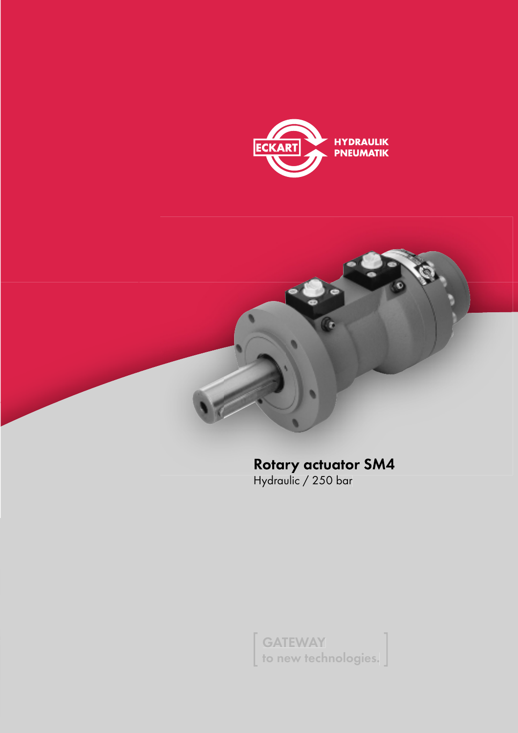ECKART HYDRAULIK PNEUMATIK

# Rotary actuator SM4

Hydraulic / 250 bar

GATEWAY
to new technologies.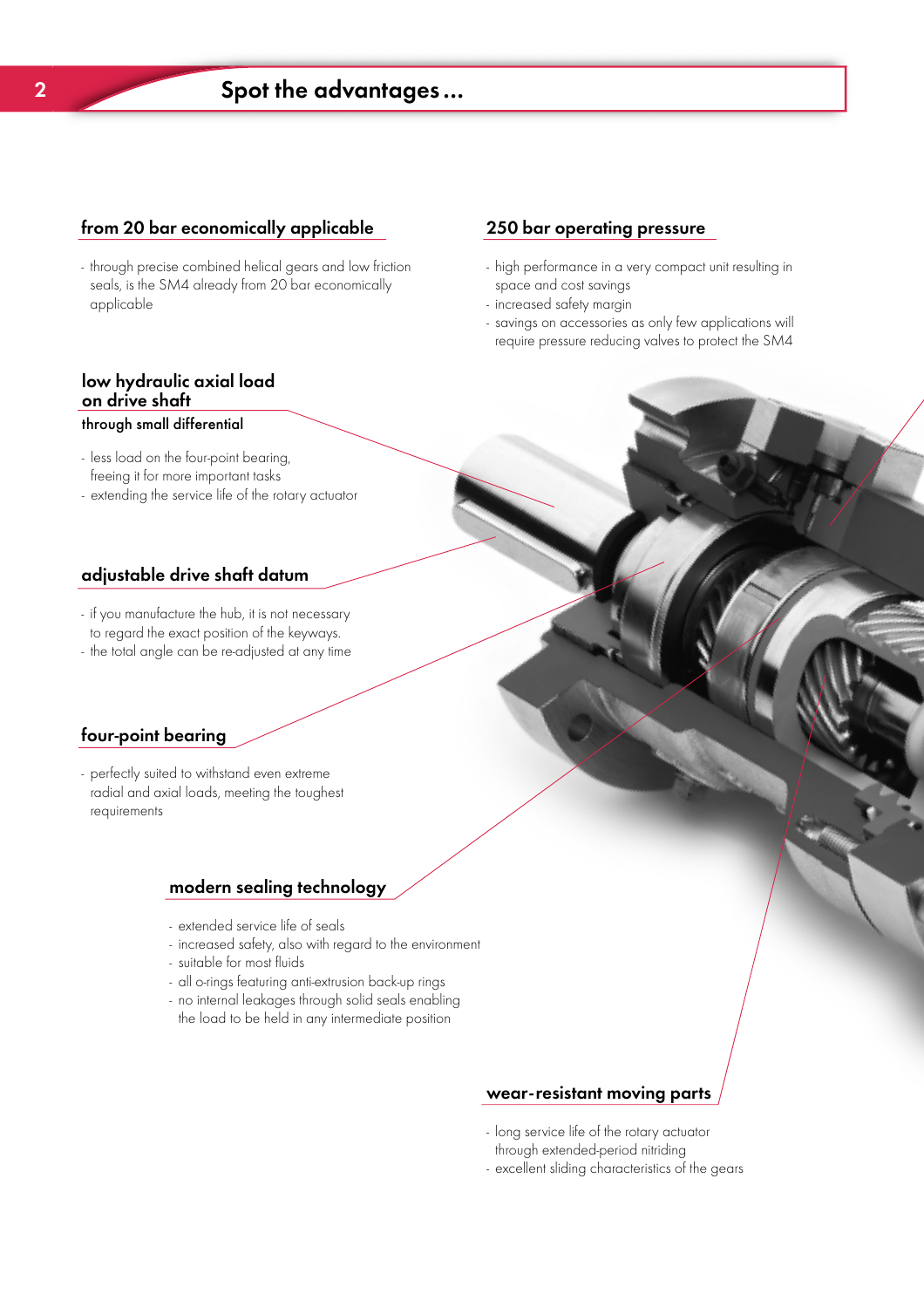# Spot the advantages ...

## from 20 bar economically applicable

- through precise combined helical gears and low friction seals, is the SM4 already from 20 bar economically applicable

## 250 bar operating pressure

- high performance in a very compact unit resulting in space and cost savings
- increased safety margin
- savings on accessories as only few applications will require pressure reducing valves to protect the SM4

## low hydraulic axial load on drive shaft

**through small differential**

- less load on the four-point bearing, freeing it for more important tasks
- extending the service life of the rotary actuator

## adjustable drive shaft datum

- if you manufacture the hub, it is not necessary to regard the exact position of the keyways.
- the total angle can be re-adjusted at any time

## four-point bearing

- perfectly suited to withstand even extreme radial and axial loads, meeting the toughest requirements

## modern sealing technology

- extended service life of seals
- increased safety, also with regard to the environment
- suitable for most fluids
- all o-rings featuring anti-extrusion back-up rings
- no internal leakages through solid seals enabling the load to be held in any intermediate position

## wear-resistant moving parts

- long service life of the rotary actuator through extended-period nitriding
- excellent sliding characteristics of the gears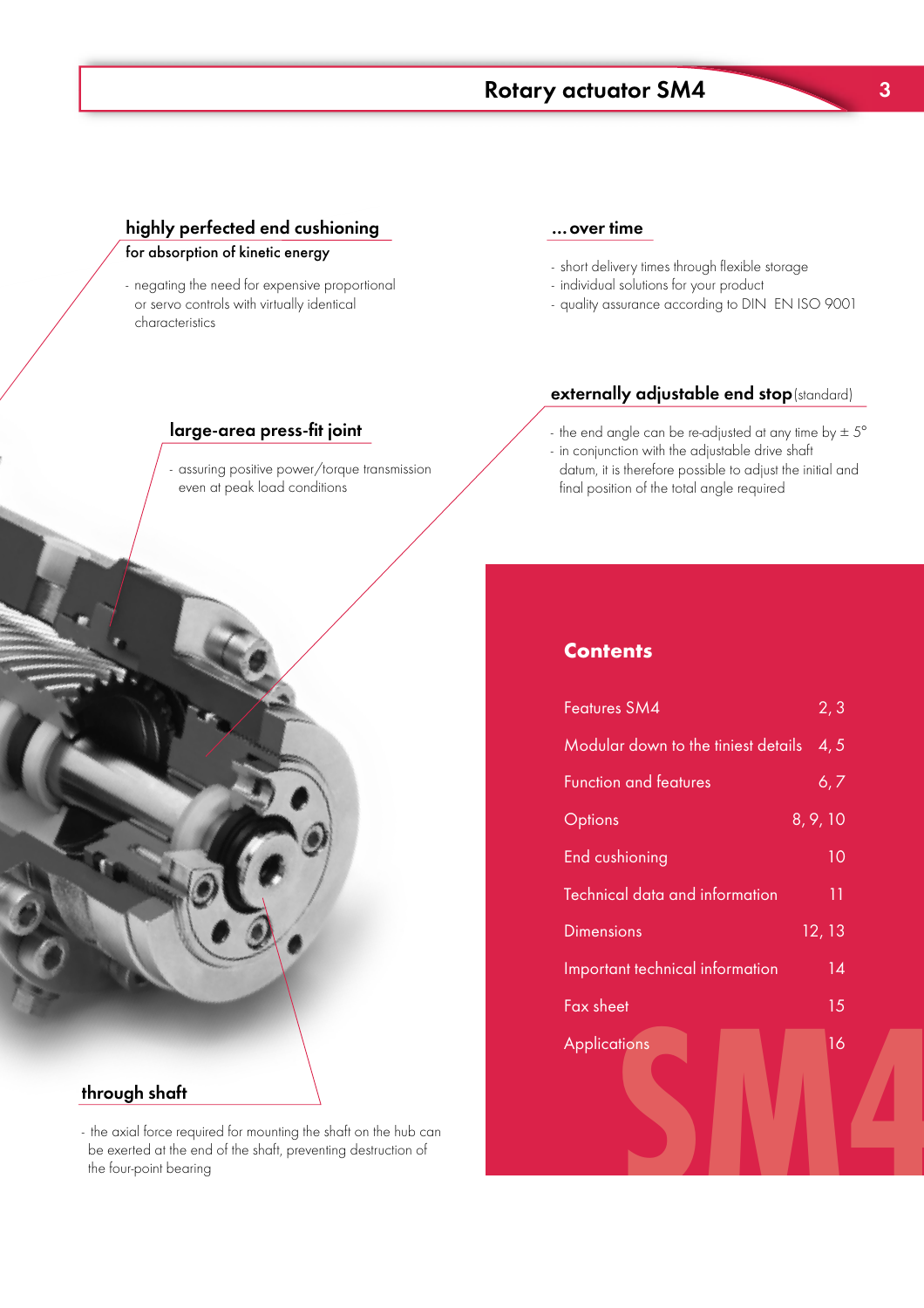## highly perfected end cushioning

**for absorption of kinetic energy**

- negating the need for expensive proportional or servo controls with virtually identical characteristics

## … over time

- short delivery times through flexible storage
- individual solutions for your product
- quality assurance according to DIN EN ISO 9001

## large-area press-fit joint

- assuring positive power/torque transmission even at peak load conditions

## externally adjustable end stop (standard)

- the end angle can be re-adjusted at any time by ± 5°
- in conjunction with the adjustable drive shaft datum, it is therefore possible to adjust the initial and final position of the total angle required

## through shaft

- the axial force required for mounting the shaft on the hub can be exerted at the end of the shaft, preventing destruction of the four-point bearing

## Contents

| | |
|---|---|
| Features SM4 | 2, 3 |
| Modular down to the tiniest details | 4, 5 |
| Function and features | 6, 7 |
| Options | 8, 9, 10 |
| End cushioning | 10 |
| Technical data and information | 11 |
| Dimensions | 12, 13 |
| Important technical information | 14 |
| Fax sheet | 15 |
| Applications | 16 |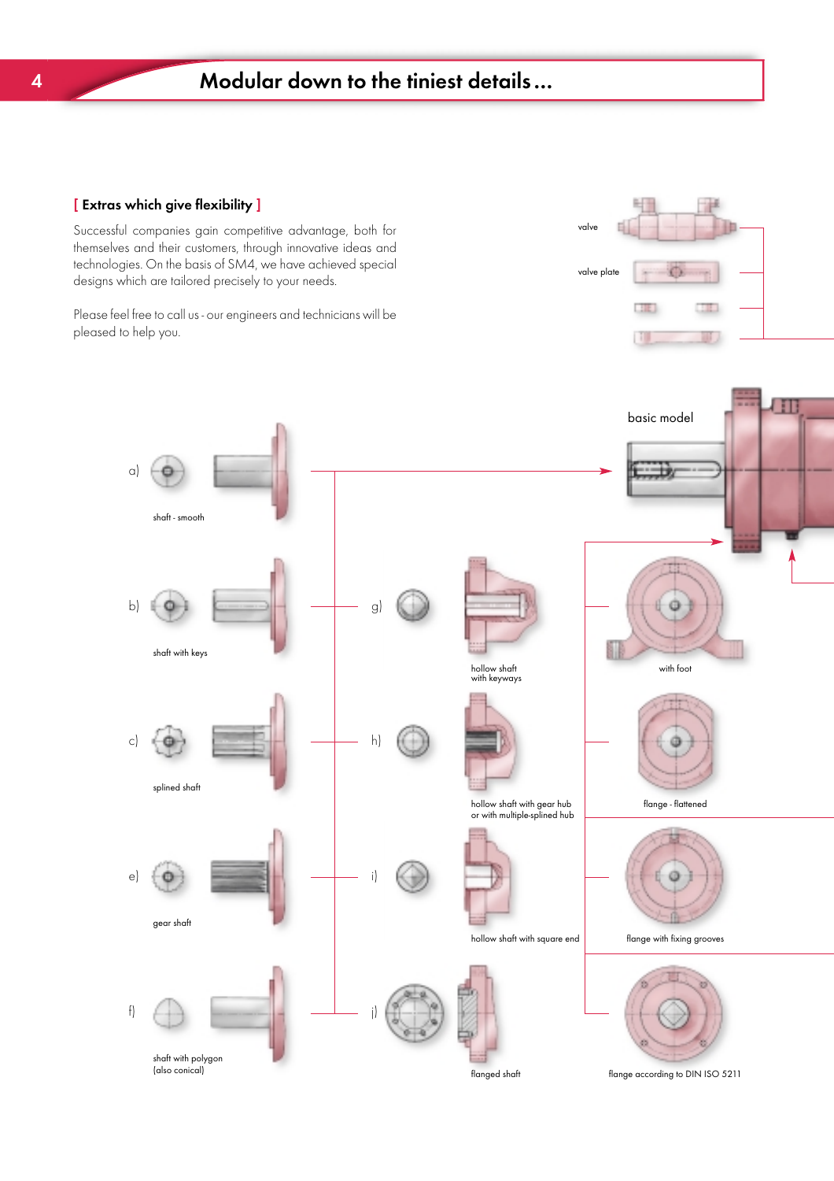# Modular down to the tiniest details ...

## [ Extras which give flexibility ]

Successful companies gain competitive advantage, both for themselves and their customers, through innovative ideas and technologies. On the basis of SM4, we have achieved special designs which are tailored precisely to your needs.

Please feel free to call us - our engineers and technicians will be pleased to help you.

valve

valve plate

basic model

a) shaft - smooth

b) shaft with keys

c) splined shaft

e) gear shaft

f) shaft with polygon (also conical)

g) hollow shaft with keyways

h) hollow shaft with gear hub or with multiple-splined hub

i) hollow shaft with square end

j) flanged shaft

with foot

flange - flattened

flange with fixing grooves

flange according to DIN ISO 5211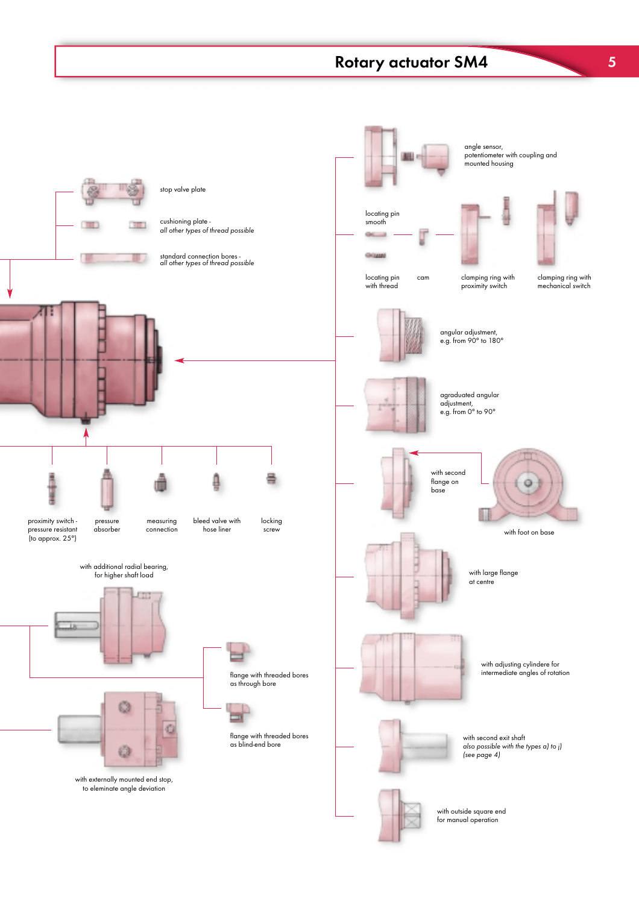# Rotary actuator SM4

stop valve plate

cushioning plate - *all other types of thread possible*

standard connection bores - *all other types of thread possible*

proximity switch - pressure resistant (to approx. 25°)

pressure absorber

measuring connection

bleed valve with hose liner

locking screw

with additional radial bearing, for higher shaft load

flange with threaded bores as through bore

flange with threaded bores as blind-end bore

with externally mounted end stop, to eleminate angle deviation

angle sensor, potentiometer with coupling and mounted housing

locating pin smooth

locating pin with thread

cam

clamping ring with proximity switch

clamping ring with mechanical switch

angular adjustment, e.g. from 90° to 180°

agraduated angular adjustment, e.g. from 0° to 90°

with second flange on base

with foot on base

with large flange at centre

with adjusting cylindere for intermediate angles of rotation

with second exit shaft *also possible with the types a) to j) (see page 4)*

with outside square end for manual operation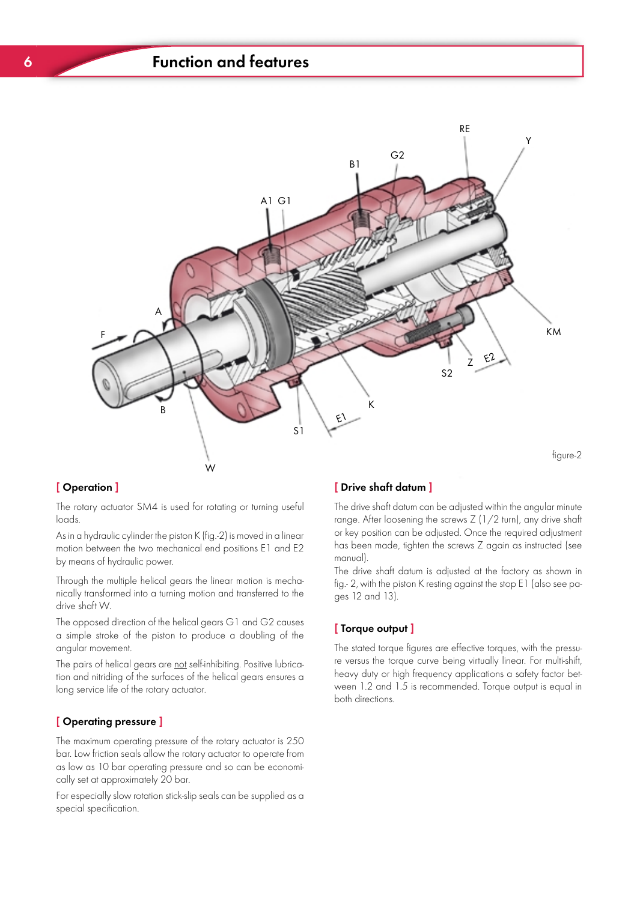# Function and features

figure-2

## [ Operation ]

The rotary actuator SM4 is used for rotating or turning useful loads.

As in a hydraulic cylinder the piston K (fig.-2) is moved in a linear motion between the two mechanical end positions E1 and E2 by means of hydraulic power.

Through the multiple helical gears the linear motion is mechanically transformed into a turning motion and transferred to the drive shaft W.

The opposed direction of the helical gears G1 and G2 causes a simple stroke of the piston to produce a doubling of the angular movement.

The pairs of helical gears are <u>not</u> self-inhibiting. Positive lubrication and nitriding of the surfaces of the helical gears ensures a long service life of the rotary actuator.

## [ Operating pressure ]

The maximum operating pressure of the rotary actuator is 250 bar. Low friction seals allow the rotary actuator to operate from as low as 10 bar operating pressure and so can be economically set at approximately 20 bar.

For especially slow rotation stick-slip seals can be supplied as a special specification.

## [ Drive shaft datum ]

The drive shaft datum can be adjusted within the angular minute range. After loosening the screws Z (1/2 turn), any drive shaft or key position can be adjusted. Once the required adjustment has been made, tighten the screws Z again as instructed (see manual).

The drive shaft datum is adjusted at the factory as shown in fig.- 2, with the piston K resting against the stop E1 (also see pages 12 and 13).

## [ Torque output ]

The stated torque figures are effective torques, with the pressure versus the torque curve being virtually linear. For multi-shift, heavy duty or high frequency applications a safety factor between 1.2 and 1.5 is recommended. Torque output is equal in both directions.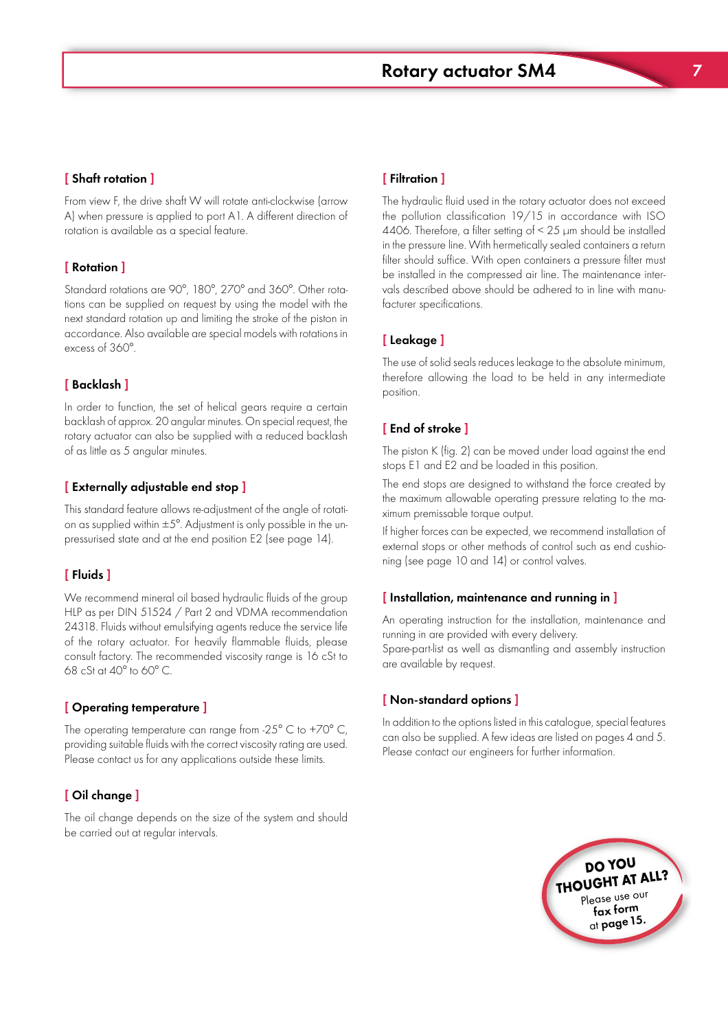## [ Shaft rotation ]

From view F, the drive shaft W will rotate anti-clockwise (arrow A) when pressure is applied to port A1. A different direction of rotation is available as a special feature.

## [ Rotation ]

Standard rotations are 90°, 180°, 270° and 360°. Other rotations can be supplied on request by using the model with the next standard rotation up and limiting the stroke of the piston in accordance. Also available are special models with rotations in excess of 360°.

## [ Backlash ]

In order to function, the set of helical gears require a certain backlash of approx. 20 angular minutes. On special request, the rotary actuator can also be supplied with a reduced backlash of as little as 5 angular minutes.

## [ Externally adjustable end stop ]

This standard feature allows re-adjustment of the angle of rotation as supplied within ±5°. Adjustment is only possible in the unpressurised state and at the end position E2 (see page 14).

## [ Fluids ]

We recommend mineral oil based hydraulic fluids of the group HLP as per DIN 51524 / Part 2 and VDMA recommendation 24318. Fluids without emulsifying agents reduce the service life of the rotary actuator. For heavily flammable fluids, please consult factory. The recommended viscosity range is 16 cSt to 68 cSt at 40° to 60° C.

## [ Operating temperature ]

The operating temperature can range from -25° C to +70° C, providing suitable fluids with the correct viscosity rating are used. Please contact us for any applications outside these limits.

## [ Oil change ]

The oil change depends on the size of the system and should be carried out at regular intervals.

## [ Filtration ]

The hydraulic fluid used in the rotary actuator does not exceed the pollution classification 19/15 in accordance with ISO 4406. Therefore, a filter setting of < 25 µm should be installed in the pressure line. With hermetically sealed containers a return filter should suffice. With open containers a pressure filter must be installed in the compressed air line. The maintenance intervals described above should be adhered to in line with manufacturer specifications.

## [ Leakage ]

The use of solid seals reduces leakage to the absolute minimum, therefore allowing the load to be held in any intermediate position.

## [ End of stroke ]

The piston K (fig. 2) can be moved under load against the end stops E1 and E2 and be loaded in this position.

The end stops are designed to withstand the force created by the maximum allowable operating pressure relating to the maximum premissable torque output.

If higher forces can be expected, we recommend installation of external stops or other methods of control such as end cushioning (see page 10 and 14) or control valves.

## [ Installation, maintenance and running in ]

An operating instruction for the installation, maintenance and running in are provided with every delivery.
Spare-part-list as well as dismantling and assembly instruction are available by request.

## [ Non-standard options ]

In addition to the options listed in this catalogue, special features can also be supplied. A few ideas are listed on pages 4 and 5. Please contact our engineers for further information.

DO YOU THOUGHT AT ALL? Please use our **fax form** at **page 15.**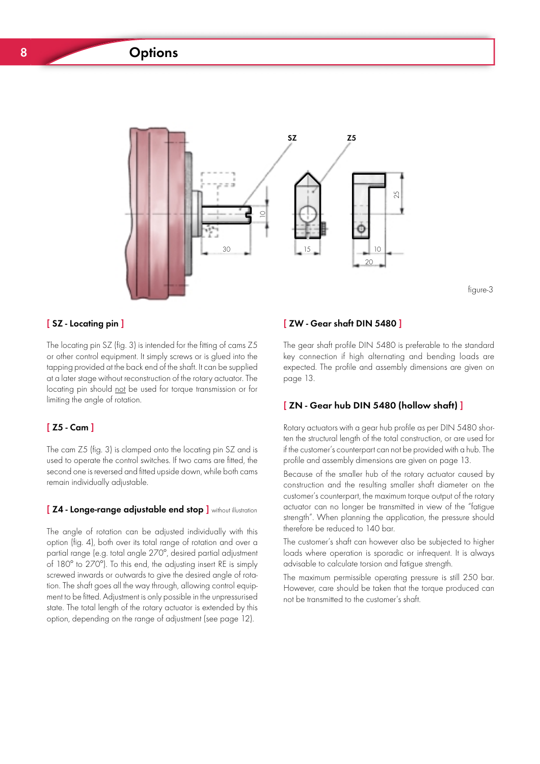# Options

figure-3

## [ SZ - Locating pin ]

The locating pin SZ (fig. 3) is intended for the fitting of cams Z5 or other control equipment. It simply screws or is glued into the tapping provided at the back end of the shaft. It can be supplied at a later stage without reconstruction of the rotary actuator. The locating pin should not be used for torque transmission or for limiting the angle of rotation.

## [ Z5 - Cam ]

The cam Z5 (fig. 3) is clamped onto the locating pin SZ and is used to operate the control switches. If two cams are fitted, the second one is reversed and fitted upside down, while both cams remain individually adjustable.

## [ Z4 - Longe-range adjustable end stop ] without illustration

The angle of rotation can be adjusted individually with this option (fig. 4), both over its total range of rotation and over a partial range (e.g. total angle 270°, desired partial adjustment of 180° to 270°). To this end, the adjusting insert RE is simply screwed inwards or outwards to give the desired angle of rotation. The shaft goes all the way through, allowing control equipment to be fitted. Adjustment is only possible in the unpressurised state. The total length of the rotary actuator is extended by this option, depending on the range of adjustment (see page 12).

## [ ZW - Gear shaft DIN 5480 ]

The gear shaft profile DIN 5480 is preferable to the standard key connection if high alternating and bending loads are expected. The profile and assembly dimensions are given on page 13.

## [ ZN - Gear hub DIN 5480 (hollow shaft) ]

Rotary actuators with a gear hub profile as per DIN 5480 shorten the structural length of the total construction, or are used for if the customer's counterpart can not be provided with a hub. The profile and assembly dimensions are given on page 13.

Because of the smaller hub of the rotary actuator caused by construction and the resulting smaller shaft diameter on the customer's counterpart, the maximum torque output of the rotary actuator can no longer be transmitted in view of the "fatigue strength". When planning the application, the pressure should therefore be reduced to 140 bar.

The customer's shaft can however also be subjected to higher loads where operation is sporadic or infrequent. It is always advisable to calculate torsion and fatigue strength.

The maximum permissible operating pressure is still 250 bar. However, care should be taken that the torque produced can not be transmitted to the customer's shaft.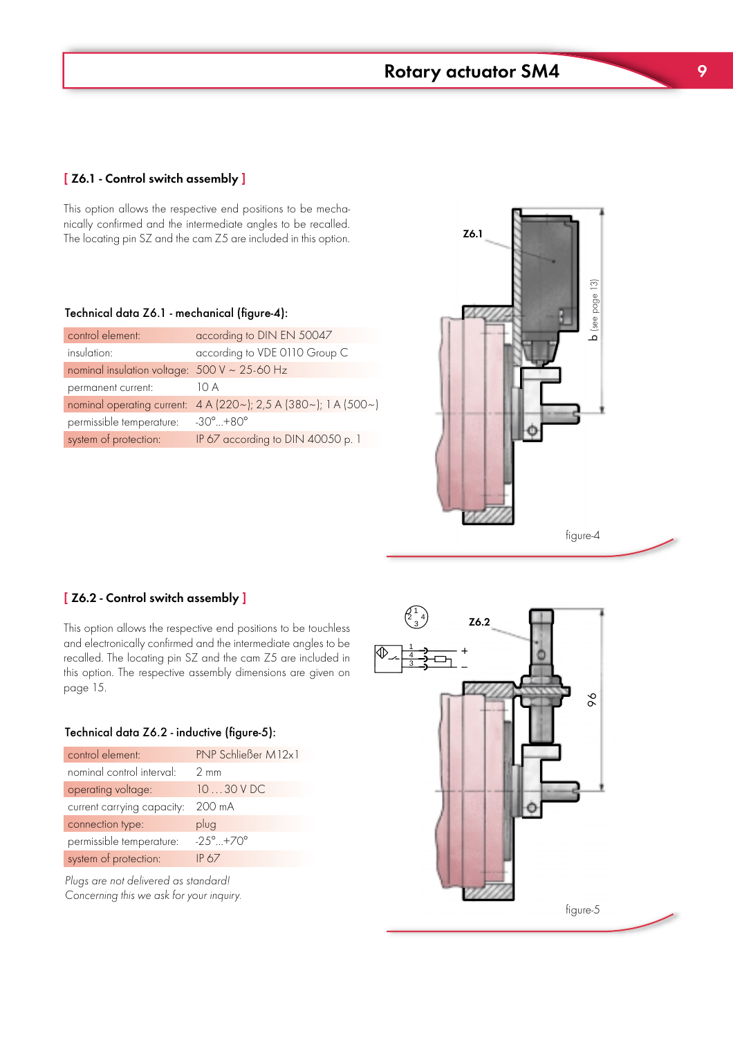## [ Z6.1 - Control switch assembly ]

This option allows the respective end positions to be mechanically confirmed and the intermediate angles to be recalled. The locating pin SZ and the cam Z5 are included in this option.

### Technical data Z6.1 - mechanical (figure-4):

| | |
|---|---|
| control element: | according to DIN EN 50047 |
| insulation: | according to VDE 0110 Group C |
| nominal insulation voltage: | 500 V ~ 25-60 Hz |
| permanent current: | 10 A |
| nominal operating current: | 4 A (220~); 2,5 A (380~); 1 A (500~) |
| permissible temperature: | -30°...+80° |
| system of protection: | IP 67 according to DIN 40050 p. 1 |

Z6.1

b (see page 13)

figure-4

## [ Z6.2 - Control switch assembly ]

This option allows the respective end positions to be touchless and electronically confirmed and the intermediate angles to be recalled. The locating pin SZ and the cam Z5 are included in this option. The respective assembly dimensions are given on page 15.

### Technical data Z6.2 - inductive (figure-5):

| | |
|---|---|
| control element: | PNP Schließer M12x1 |
| nominal control interval: | 2 mm |
| operating voltage: | 10 ... 30 V DC |
| current carrying capacity: | 200 mA |
| connection type: | plug |
| permissible temperature: | -25°...+70° |
| system of protection: | IP 67 |

*Plugs are not delivered as standard!*
*Concerning this we ask for your inquiry.*

Z6.2

96

figure-5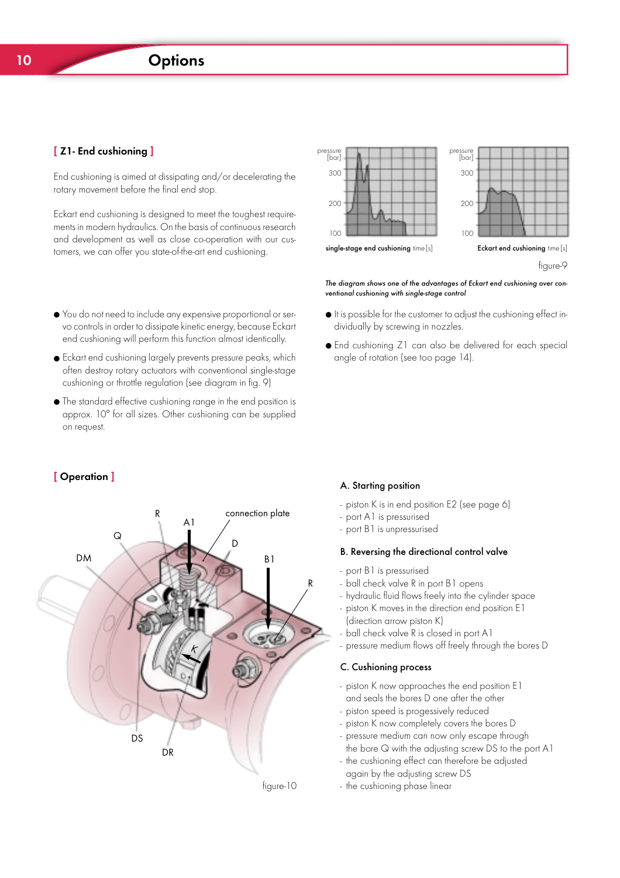## [ Z1- End cushioning ]

End cushioning is aimed at dissipating and/or decelerating the rotary movement before the final end stop.

Eckart end cushioning is designed to meet the toughest requirements in modern hydraulics. On the basis of continuous research and development as well as close co-operation with our customers, we can offer you state-of-the-art end cushioning.

single-stage end cushioning time [s]

Eckart end cushioning time [s]

figure-9

*The diagram shows one of the advantages of Eckart end cushioning over conventional cushioning with single-stage control*

- You do not need to include any expensive proportional or servo controls in order to dissipate kinetic energy, because Eckart end cushioning will perform this function almost identically.
- Eckart end cushioning largely prevents pressure peaks, which often destroy rotary actuators with conventional single-stage cushioning or throttle regulation (see diagram in fig. 9)
- The standard effective cushioning range in the end position is approx. 10° for all sizes. Other cushioning can be supplied on request.
- It is possible for the customer to adjust the cushioning effect individually by screwing in nozzles.
- End cushioning Z1 can also be delivered for each special angle of rotation (see too page 14).

## [ Operation ]

figure-10

### A. Starting position

- piston K is in end position E2 (see page 6)
- port A1 is pressurised
- port B1 is unpressurised

### B. Reversing the directional control valve

- port B1 is pressurised
- ball check valve R in port B1 opens
- hydraulic fluid flows freely into the cylinder space
- piston K moves in the direction end position E1 (direction arrow piston K)
- ball check valve R is closed in port A1
- pressure medium flows off freely through the bores D

### C. Cushioning process

- piston K now approaches the end position E1 and seals the bores D one after the other
- piston speed is progessively reduced
- piston K now completely covers the bores D
- pressure medium can now only escape through the bore Q with the adjusting screw DS to the port A1
- the cushioning effect can therefore be adjusted again by the adjusting screw DS
- the cushioning phase linear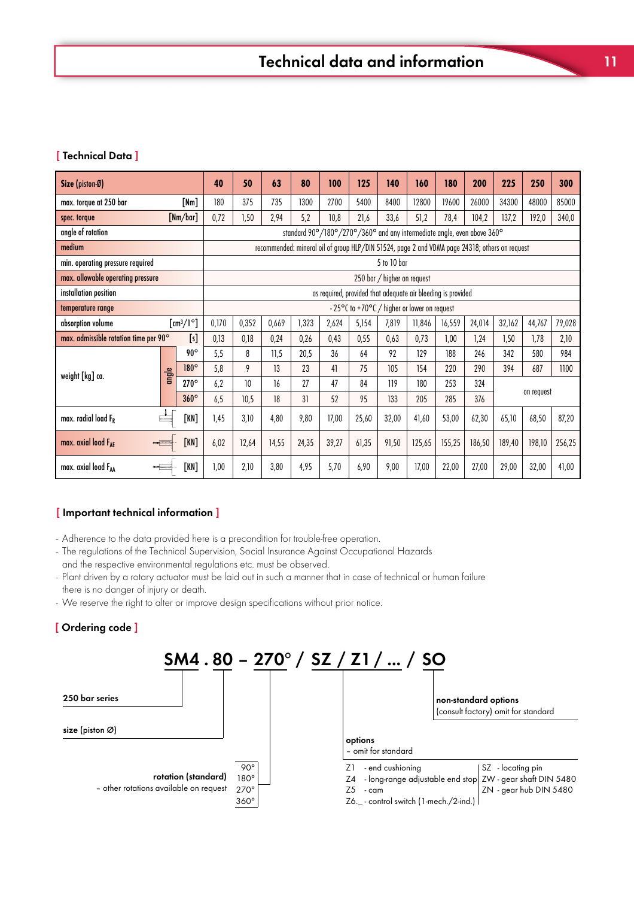# Technical data and information

## [ Technical Data ]

| Size (piston-Ø) | | | 40 | 50 | 63 | 80 | 100 | 125 | 140 | 160 | 180 | 200 | 225 | 250 | 300 |
|---|---|---|---|---|---|---|---|---|---|---|---|---|---|---|---|
| max. torque at 250 bar | | [Nm] | 180 | 375 | 735 | 1300 | 2700 | 5400 | 8400 | 12800 | 19600 | 26000 | 34300 | 48000 | 85000 |
| spec. torque | | [Nm/bar] | 0,72 | 1,50 | 2,94 | 5,2 | 10,8 | 21,6 | 33,6 | 51,2 | 78,4 | 104,2 | 137,2 | 192,0 | 340,0 |
| angle of rotation | | | standard 90°/180°/270°/360° and any intermediate angle, even above 360° | | | | | | | | | | | | |
| medium | | | recommended: mineral oil of group HLP/DIN 51524, page 2 and VDMA page 24318; others on request | | | | | | | | | | | | |
| min. operating pressure required | | | 5 to 10 bar | | | | | | | | | | | | |
| max. allowable operating pressure | | | 250 bar / higher on request | | | | | | | | | | | | |
| installation position | | | as required, provided that adequate air bleeding is provided | | | | | | | | | | | | |
| temperature range | | | -25°C to +70°C / higher or lower on request | | | | | | | | | | | | |
| absorption volume | | [cm³/1°] | 0,170 | 0,352 | 0,669 | 1,323 | 2,624 | 5,154 | 7,819 | 11,846 | 16,559 | 24,014 | 32,162 | 44,767 | 79,028 |
| max. admissible rotation time per 90° | | [s] | 0,13 | 0,18 | 0,24 | 0,26 | 0,43 | 0,55 | 0,63 | 0,73 | 1,00 | 1,24 | 1,50 | 1,78 | 2,10 |
| weight [kg] ca. | angle | 90° | 5,5 | 8 | 11,5 | 20,5 | 36 | 64 | 92 | 129 | 188 | 246 | 342 | 580 | 984 |
| | | 180° | 5,8 | 9 | 13 | 23 | 41 | 75 | 105 | 154 | 220 | 290 | 394 | 687 | 1100 |
| | | 270° | 6,2 | 10 | 16 | 27 | 47 | 84 | 119 | 180 | 253 | 324 | on request | | |
| | | 360° | 6,5 | 10,5 | 18 | 31 | 52 | 95 | 133 | 205 | 285 | 376 | | | |
| max. radial load $F_R$ | | [KN] | 1,45 | 3,10 | 4,80 | 9,80 | 17,00 | 25,60 | 32,00 | 41,60 | 53,00 | 62,30 | 65,10 | 68,50 | 87,20 |
| max. axial load $F_{AE}$ | | [KN] | 6,02 | 12,64 | 14,55 | 24,35 | 39,27 | 61,35 | 91,50 | 125,65 | 155,25 | 186,50 | 189,40 | 198,10 | 256,25 |
| max. axial load $F_{AA}$ | | [KN] | 1,00 | 2,10 | 3,80 | 4,95 | 5,70 | 6,90 | 9,00 | 17,00 | 22,00 | 27,00 | 29,00 | 32,00 | 41,00 |

## [ Important technical information ]

- Adherence to the data provided here is a precondition for trouble-free operation.
- The regulations of the Technical Supervision, Social Insurance Against Occupational Hazards and the respective environmental regulations etc. must be observed.
- Plant driven by a rotary actuator must be laid out in such a manner that in case of technical or human failure there is no danger of injury or death.
- We reserve the right to alter or improve design specifications without prior notice.

## [ Ordering code ]

**SM4 . 80 – 270° / SZ / Z1 / ... / SO**

- **SM4**: **250 bar series**
- **80**: **size** (piston Ø)
- **270°**: **rotation (standard)** – other rotations available on request: 90°, 180°, 270°, 360°
- **SZ / Z1 / ...**: **options** – omit for standard
  - Z1 - end cushioning
  - Z4 - long-range adjustable end stop
  - Z5 - cam
  - Z6._ - control switch (1-mech./2-ind.)
  - SZ - locating pin
  - ZW - gear shaft DIN 5480
  - ZN - gear hub DIN 5480
- **SO**: **non-standard options** (consult factory) omit for standard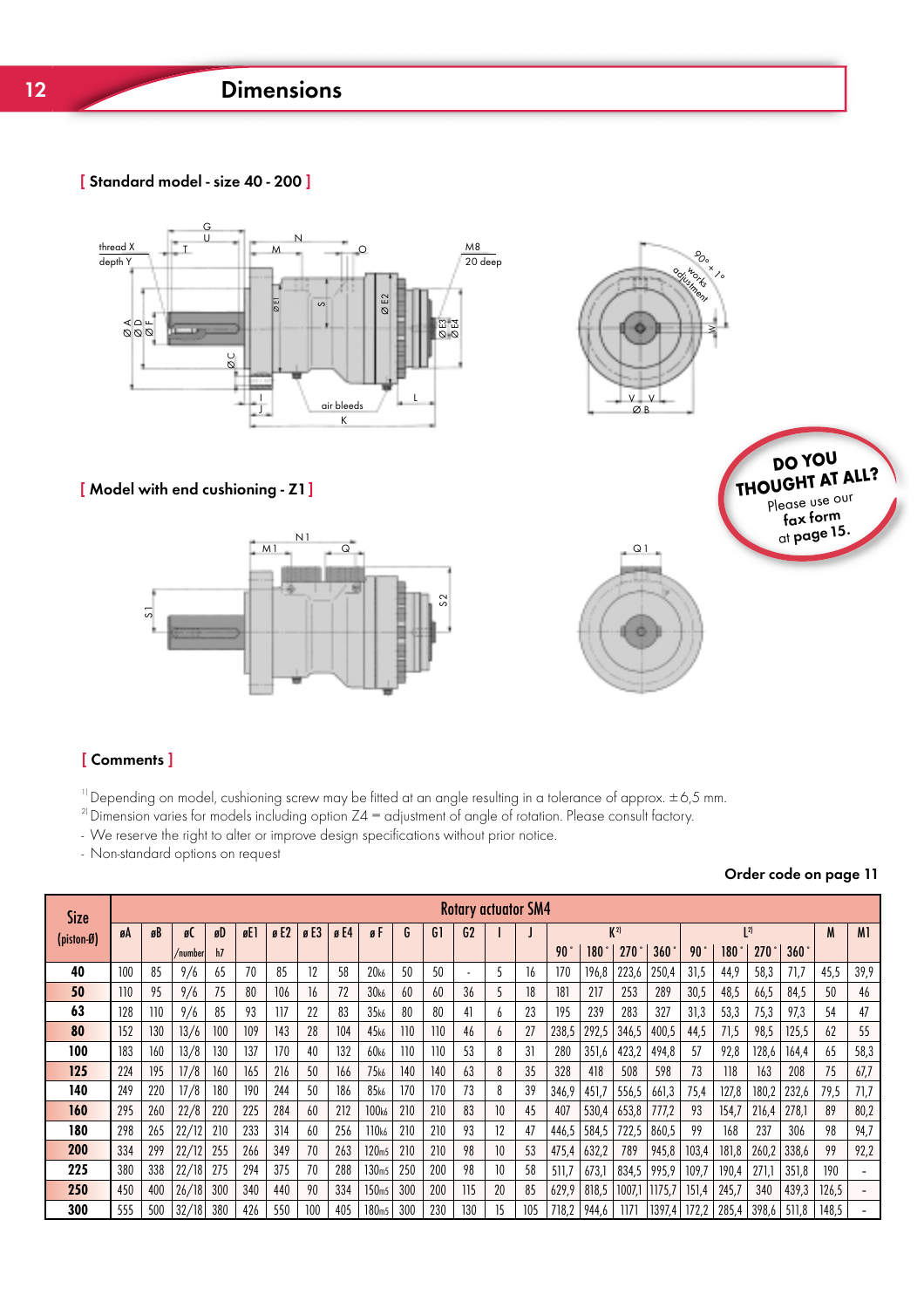# Dimensions

## [ Standard model - size 40 - 200 ]

thread X
depth Y

G, U, T, M, N, O, M8 20 deep, Ø A, Ø D, Ø F, Ø C, Ø E1, S, Ø E2, Ø E3, Ø E4, I, J, air bleeds, L, K

90° + 1° works adjustment, W, V, V, Ø B

## [ Model with end cushioning - Z1 ]

N1, M1, Q, S1, S2, Q1

DO YOU THOUGHT AT ALL?
Please use our **fax form** at **page 15.**

## [ Comments ]

[1] Depending on model, cushioning screw may be fitted at an angle resulting in a tolerance of approx. ±6,5 mm.
[2] Dimension varies for models including option Z4 = adjustment of angle of rotation. Please consult factory.
- We reserve the right to alter or improve design specifications without prior notice.
- Non-standard options on request

**Order code on page 11**

| Size (piston-Ø) | Rotary actuator SM4 | | | | | | | | | | | | | | | | | | | | | | | | | |
|---|---|---|---|---|---|---|---|---|---|---|---|---|---|---|---|---|---|---|---|---|---|---|---|---|---|---|
| | øA | øB | øC /number | øD h7 | øE1 | ø E2 | ø E3 | ø E4 | ø F | G | G1 | G2 | I | J | K[2] 90° | K[2] 180° | K[2] 270° | K[2] 360° | L[2] 90° | L[2] 180° | L[2] 270° | L[2] 360° | M | M1 |
| **40** | 100 | 85 | 9/6 | 65 | 70 | 85 | 12 | 58 | 20k6 | 50 | 50 | - | 5 | 16 | 170 | 196,8 | 223,6 | 250,4 | 31,5 | 44,9 | 58,3 | 71,7 | 45,5 | 39,9 |
| **50** | 110 | 95 | 9/6 | 75 | 80 | 106 | 16 | 72 | 30k6 | 60 | 60 | 36 | 5 | 18 | 181 | 217 | 253 | 289 | 30,5 | 48,5 | 66,5 | 84,5 | 50 | 46 |
| **63** | 128 | 110 | 9/6 | 85 | 93 | 117 | 22 | 83 | 35k6 | 80 | 80 | 41 | 6 | 23 | 195 | 239 | 283 | 327 | 31,3 | 53,3 | 75,3 | 97,3 | 54 | 47 |
| **80** | 152 | 130 | 13/6 | 100 | 109 | 143 | 28 | 104 | 45k6 | 110 | 110 | 46 | 6 | 27 | 238,5 | 292,5 | 346,5 | 400,5 | 44,5 | 71,5 | 98,5 | 125,5 | 62 | 55 |
| **100** | 183 | 160 | 13/8 | 130 | 137 | 170 | 40 | 132 | 60k6 | 110 | 110 | 53 | 8 | 31 | 280 | 351,6 | 423,2 | 494,8 | 57 | 92,8 | 128,6 | 164,4 | 65 | 58,3 |
| **125** | 224 | 195 | 17/8 | 160 | 165 | 216 | 50 | 166 | 75k6 | 140 | 140 | 63 | 8 | 35 | 328 | 418 | 508 | 598 | 73 | 118 | 163 | 208 | 75 | 67,7 |
| **140** | 249 | 220 | 17/8 | 180 | 190 | 244 | 50 | 186 | 85k6 | 170 | 170 | 73 | 8 | 39 | 346,9 | 451,7 | 556,5 | 661,3 | 75,4 | 127,8 | 180,2 | 232,6 | 79,5 | 71,7 |
| **160** | 295 | 260 | 22/8 | 220 | 225 | 284 | 60 | 212 | 100k6 | 210 | 210 | 83 | 10 | 45 | 407 | 530,4 | 653,8 | 777,2 | 93 | 154,7 | 216,4 | 278,1 | 89 | 80,2 |
| **180** | 298 | 265 | 22/12 | 210 | 233 | 314 | 60 | 256 | 110k6 | 210 | 210 | 93 | 12 | 47 | 446,5 | 584,5 | 722,5 | 860,5 | 99 | 168 | 237 | 306 | 98 | 94,7 |
| **200** | 334 | 299 | 22/12 | 255 | 266 | 349 | 70 | 263 | 120m5 | 210 | 210 | 98 | 10 | 53 | 475,4 | 632,2 | 789 | 945,8 | 103,4 | 181,8 | 260,2 | 338,6 | 99 | 92,2 |
| **225** | 380 | 338 | 22/18 | 275 | 294 | 375 | 70 | 288 | 130m5 | 250 | 200 | 98 | 10 | 58 | 511,7 | 673,1 | 834,5 | 995,9 | 109,7 | 190,4 | 271,1 | 351,8 | 190 | - |
| **250** | 450 | 400 | 26/18 | 300 | 340 | 440 | 90 | 334 | 150m5 | 300 | 200 | 115 | 20 | 85 | 629,9 | 818,5 | 1007,1 | 1175,7 | 151,4 | 245,7 | 340 | 439,3 | 126,5 | - |
| **300** | 555 | 500 | 32/18 | 380 | 426 | 550 | 100 | 405 | 180m5 | 300 | 230 | 130 | 15 | 105 | 718,2 | 944,6 | 1171 | 1397,4 | 172,2 | 285,4 | 398,6 | 511,8 | 148,5 | - |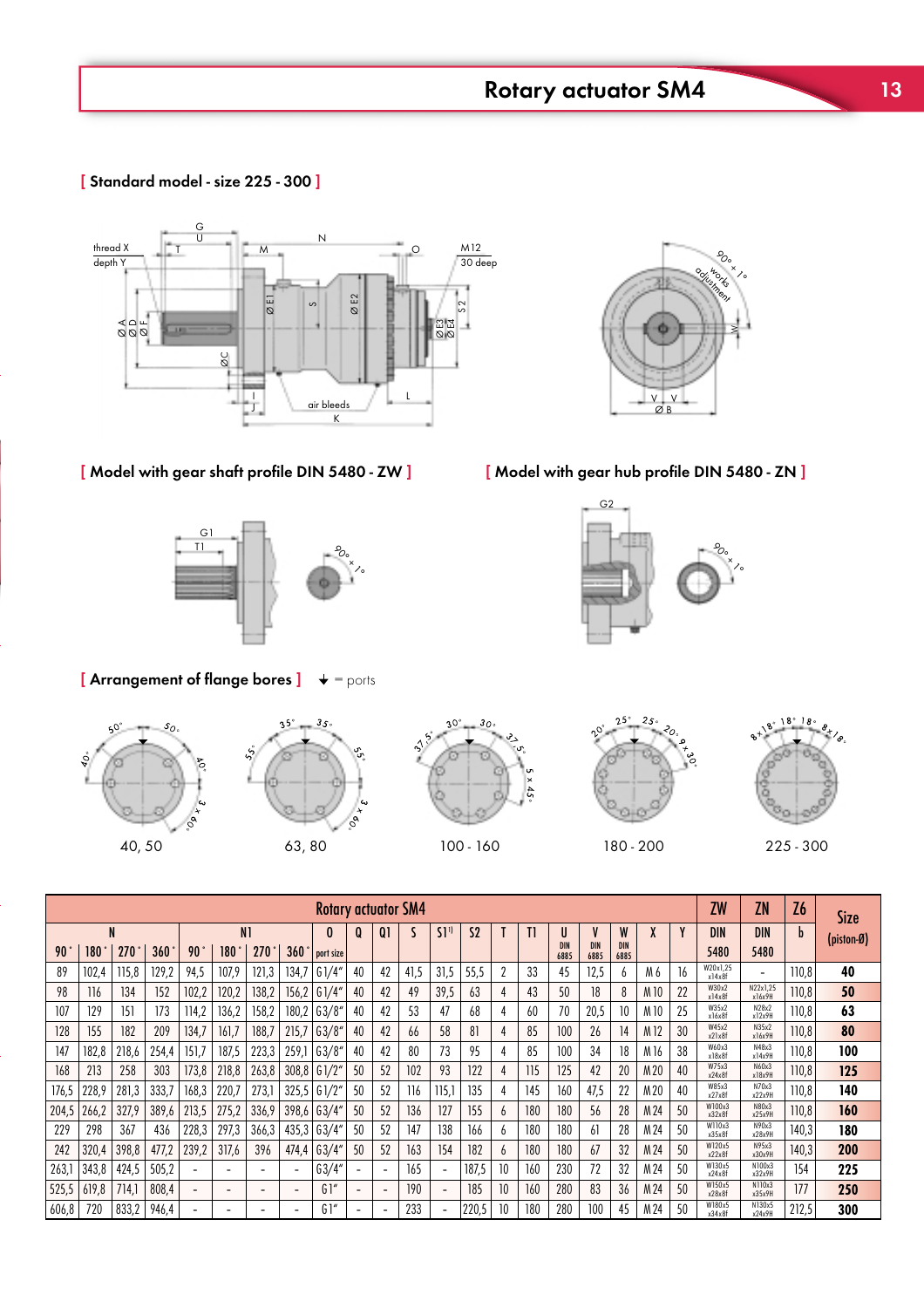## Rotary actuator SM4

### [ Standard model - size 225 - 300 ]

thread X
depth Y

M12
30 deep

90° + 1° works adjustment

air bleeds

### [ Model with gear shaft profile DIN 5480 - ZW ]

### [ Model with gear hub profile DIN 5480 - ZN ]

### [ Arrangement of flange bores ]

↓ = ports

40, 50 — 63, 80 — 100 - 160 — 180 - 200 — 225 - 300

| N 90° | N 180° | N 270° | N 360° | N1 90° | N1 180° | N1 270° | N1 360° | O port size | Q | Q1 | S | S1[1] | S2 | T | T1 | U DIN 6885 | V DIN 6885 | W DIN 6885 | X | Y | ZW DIN 5480 | ZN DIN 5480 | Z6 b | Size (piston-Ø) |
|---|---|---|---|---|---|---|---|---|---|---|---|---|---|---|---|---|---|---|---|---|---|---|---|---|
| 89 | 102,4 | 115,8 | 129,2 | 94,5 | 107,9 | 121,3 | 134,7 | G1/4" | 40 | 42 | 41,5 | 31,5 | 55,5 | 2 | 33 | 45 | 12,5 | 6 | M6 | 16 | W20x1,25 x14x8f | - | 110,8 | **40** |
| 98 | 116 | 134 | 152 | 102,2 | 120,2 | 138,2 | 156,2 | G1/4" | 40 | 42 | 49 | 39,5 | 63 | 4 | 43 | 50 | 18 | 8 | M10 | 22 | W30x2 x14x8f | N22x1,25 x16x9H | 110,8 | **50** |
| 107 | 129 | 151 | 173 | 114,2 | 136,2 | 158,2 | 180,2 | G3/8" | 40 | 42 | 53 | 47 | 68 | 4 | 60 | 70 | 20,5 | 10 | M10 | 25 | W35x2 x16x8f | N28x2 x12x9H | 110,8 | **63** |
| 128 | 155 | 182 | 209 | 134,7 | 161,7 | 188,7 | 215,7 | G3/8" | 40 | 42 | 66 | 58 | 81 | 4 | 85 | 100 | 26 | 14 | M12 | 30 | W45x2 x21x8f | N35x2 x16x9H | 110,8 | **80** |
| 147 | 182,8 | 218,6 | 254,4 | 151,7 | 187,5 | 223,3 | 259,1 | G3/8" | 40 | 42 | 80 | 73 | 95 | 4 | 85 | 100 | 34 | 18 | M16 | 38 | W60x3 x18x8f | N48x3 x14x9H | 110,8 | **100** |
| 168 | 213 | 258 | 303 | 173,8 | 218,8 | 263,8 | 308,8 | G1/2" | 50 | 52 | 102 | 93 | 122 | 4 | 115 | 125 | 42 | 20 | M20 | 40 | W75x3 x24x8f | N60x3 x18x9H | 110,8 | **125** |
| 176,5 | 228,9 | 281,3 | 333,7 | 168,3 | 220,7 | 273,1 | 325,5 | G1/2" | 50 | 52 | 116 | 115,1 | 135 | 4 | 145 | 160 | 47,5 | 22 | M20 | 40 | W85x3 x27x8f | N70x3 x22x9H | 110,8 | **140** |
| 204,5 | 266,2 | 327,9 | 389,6 | 213,5 | 275,2 | 336,9 | 398,6 | G3/4" | 50 | 52 | 136 | 127 | 155 | 6 | 180 | 180 | 56 | 28 | M24 | 50 | W100x3 x32x8f | N80x3 x25x9H | 110,8 | **160** |
| 229 | 298 | 367 | 436 | 228,3 | 297,3 | 366,3 | 435,3 | G3/4" | 50 | 52 | 147 | 138 | 166 | 6 | 180 | 180 | 61 | 28 | M24 | 50 | W110x3 x35x8f | N90x3 x28x9H | 140,3 | **180** |
| 242 | 320,4 | 398,8 | 477,2 | 239,2 | 317,6 | 396 | 474,4 | G3/4" | 50 | 52 | 163 | 154 | 182 | 6 | 180 | 180 | 67 | 32 | M24 | 50 | W120x5 x22x8f | N95x3 x30x9H | 140,3 | **200** |
| 263,1 | 343,8 | 424,5 | 505,2 | - | - | - | - | G3/4" | 50 | - | 165 | - | 187,5 | 10 | 160 | 230 | 72 | 32 | M24 | 50 | W130x5 x24x8f | N100x3 x32x9H | 154 | **225** |
| 525,5 | 619,8 | 714,1 | 808,4 | - | - | - | - | G1" | - | - | 190 | - | 185 | 10 | 160 | 280 | 83 | 36 | M24 | 50 | W150x5 x28x8f | N110x3 x35x9H | 177 | **250** |
| 606,8 | 720 | 833,2 | 946,4 | - | - | - | - | G1" | - | - | 233 | - | 220,5 | 10 | 180 | 280 | 100 | 45 | M24 | 50 | W180x5 x34x8f | N130x5 x24x9H | 212,5 | **300** |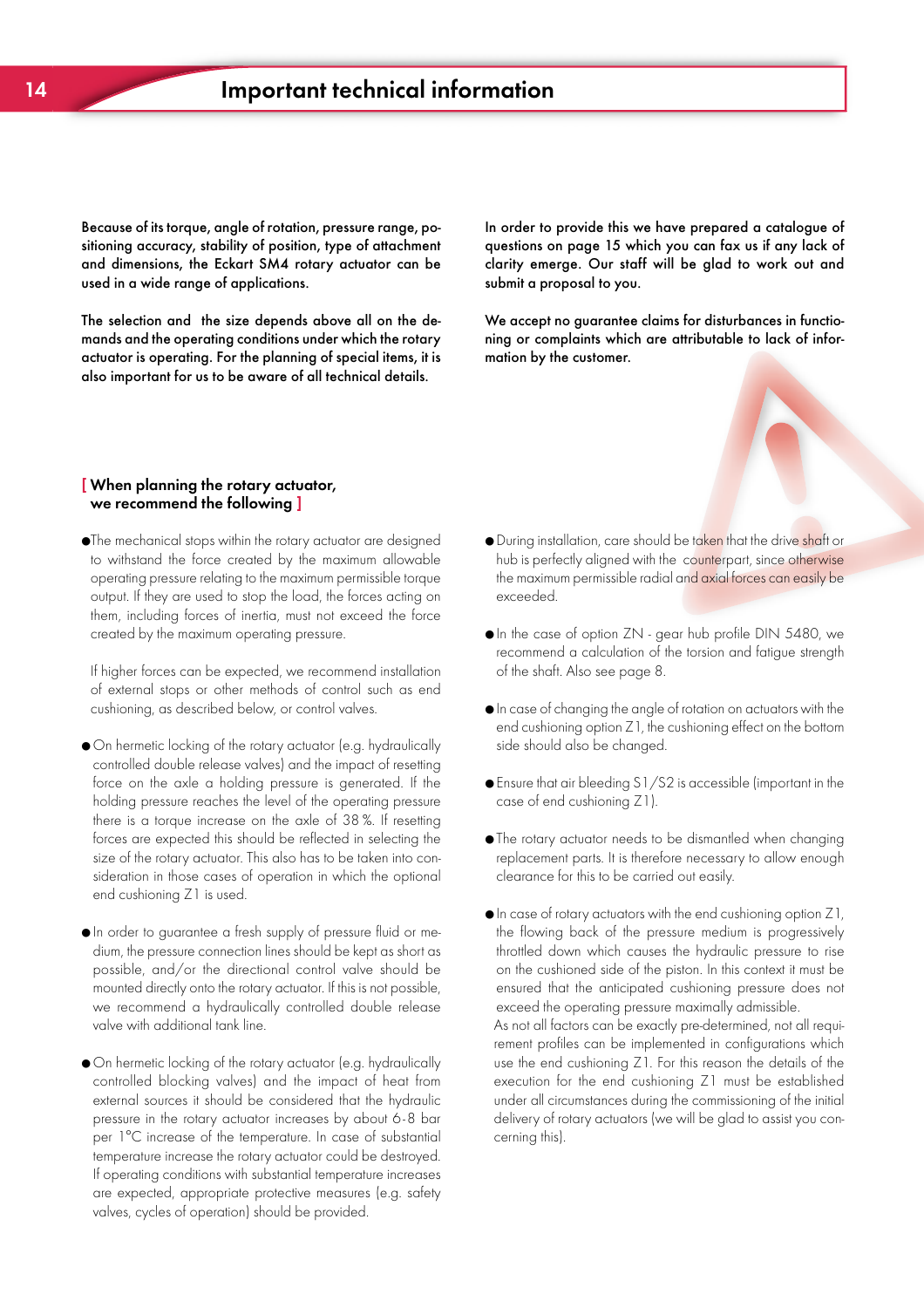# Important technical information

**Because of its torque, angle of rotation, pressure range, positioning accuracy, stability of position, type of attachment and dimensions, the Eckart SM4 rotary actuator can be used in a wide range of applications.**

**The selection and the size depends above all on the demands and the operating conditions under which the rotary actuator is operating. For the planning of special items, it is also important for us to be aware of all technical details.**

**In order to provide this we have prepared a catalogue of questions on page 15 which you can fax us if any lack of clarity emerge. Our staff will be glad to work out and submit a proposal to you.**

**We accept no guarantee claims for disturbances in functioning or complaints which are attributable to lack of information by the customer.**

## [ When planning the rotary actuator, we recommend the following ]

- The mechanical stops within the rotary actuator are designed to withstand the force created by the maximum allowable operating pressure relating to the maximum permissible torque output. If they are used to stop the load, the forces acting on them, including forces of inertia, must not exceed the force created by the maximum operating pressure.

  If higher forces can be expected, we recommend installation of external stops or other methods of control such as end cushioning, as described below, or control valves.

- On hermetic locking of the rotary actuator (e.g. hydraulically controlled double release valves) and the impact of resetting force on the axle a holding pressure is generated. If the holding pressure reaches the level of the operating pressure there is a torque increase on the axle of 38 %. If resetting forces are expected this should be reflected in selecting the size of the rotary actuator. This also has to be taken into consideration in those cases of operation in which the optional end cushioning Z1 is used.

- In order to guarantee a fresh supply of pressure fluid or medium, the pressure connection lines should be kept as short as possible, and/or the directional control valve should be mounted directly onto the rotary actuator. If this is not possible, we recommend a hydraulically controlled double release valve with additional tank line.

- On hermetic locking of the rotary actuator (e.g. hydraulically controlled blocking valves) and the impact of heat from external sources it should be considered that the hydraulic pressure in the rotary actuator increases by about 6-8 bar per 1°C increase of the temperature. In case of substantial temperature increase the rotary actuator could be destroyed. If operating conditions with substantial temperature increases are expected, appropriate protective measures (e.g. safety valves, cycles of operation) should be provided.

- During installation, care should be taken that the drive shaft or hub is perfectly aligned with the counterpart, since otherwise the maximum permissible radial and axial forces can easily be exceeded.

- In the case of option ZN - gear hub profile DIN 5480, we recommend a calculation of the torsion and fatigue strength of the shaft. Also see page 8.

- In case of changing the angle of rotation on actuators with the end cushioning option Z1, the cushioning effect on the bottom side should also be changed.

- Ensure that air bleeding S1/S2 is accessible (important in the case of end cushioning Z1).

- The rotary actuator needs to be dismantled when changing replacement parts. It is therefore necessary to allow enough clearance for this to be carried out easily.

- In case of rotary actuators with the end cushioning option Z1, the flowing back of the pressure medium is progressively throttled down which causes the hydraulic pressure to rise on the cushioned side of the piston. In this context it must be ensured that the anticipated cushioning pressure does not exceed the operating pressure maximally admissible.

  As not all factors can be exactly pre-determined, not all requirement profiles can be implemented in configurations which use the end cushioning Z1. For this reason the details of the execution for the end cushioning Z1 must be established under all circumstances during the commissioning of the initial delivery of rotary actuators (we will be glad to assist you concerning this).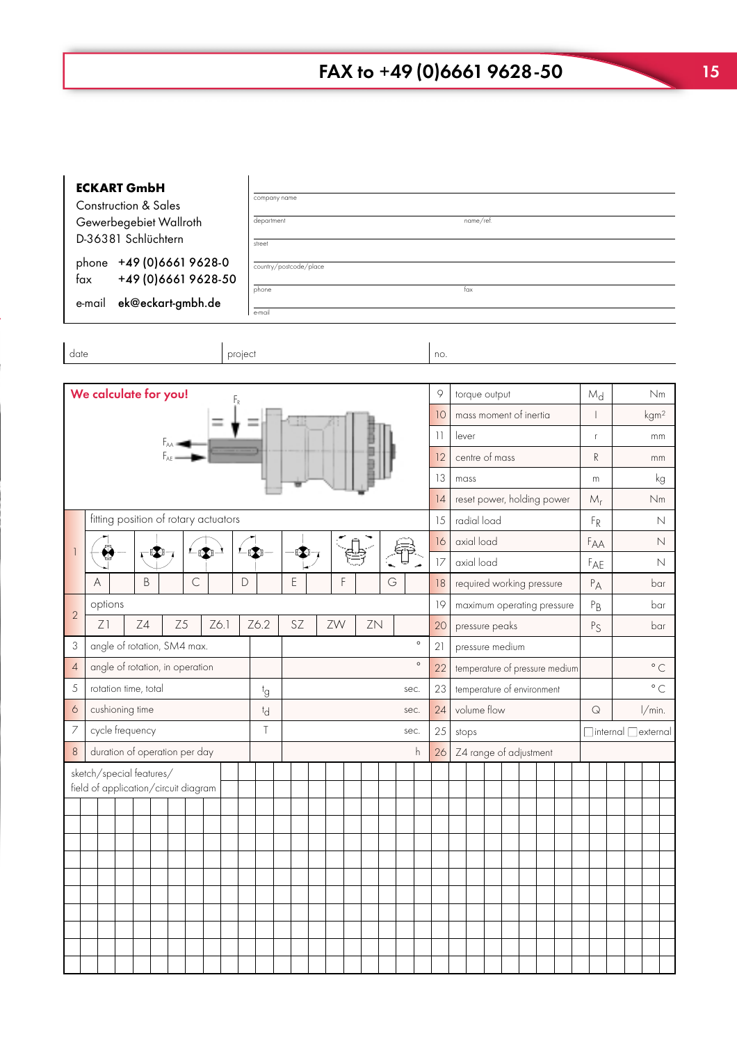# FAX to +49 (0)6661 9628-50

**ECKART GmbH**
Construction & Sales
Gewerbegebiet Wallroth
D-36381 Schlüchtern

phone +49 (0)6661 9628-0
fax +49 (0)6661 9628-50

e-mail **ek@eckart-gmbh.de**

| | |
|---|---|
| company name | |
| department | name/ref. |
| street | |
| country/postcode/place | |
| phone | fax |
| e-mail | |

| date | project | no. |
|---|---|---|

**We calculate for you!**

$F_R$, $F_{AA}$, $F_{AE}$

| No. | Parameter | Symbol | Unit |
|---|---|---|---|
| 9 | torque output | $M_d$ | Nm |
| 10 | mass moment of inertia | I | kgm² |
| 11 | lever | r | mm |
| 12 | centre of mass | R | mm |
| 13 | mass | m | kg |
| 14 | reset power, holding power | $M_r$ | Nm |
| 15 | radial load | $F_R$ | N |
| 16 | axial load | $F_{AA}$ | N |
| 17 | axial load | $F_{AE}$ | N |
| 18 | required working pressure | $P_A$ | bar |
| 19 | maximum operating pressure | $P_B$ | bar |
| 20 | pressure peaks | $P_S$ | bar |
| 21 | pressure medium | | |
| 22 | temperature of pressure medium | | °C |
| 23 | temperature of environment | | °C |
| 24 | volume flow | Q | l/min. |
| 25 | stops | ☐internal ☐external | |
| 26 | Z4 range of adjustment | | |

1 fitting position of rotary actuators

| A | B | C | D | E | F | G |
|---|---|---|---|---|---|---|
| | | | | | | |

2 options

| Z1 | Z4 | Z5 | Z6.1 | Z6.2 | SZ | ZW | ZN |
|---|---|---|---|---|---|---|---|
| | | | | | | | |

| No. | Parameter | Symbol | Value | Unit |
|---|---|---|---|---|
| 3 | angle of rotation, SM4 max. | | | ° |
| 4 | angle of rotation, in operation | | | ° |
| 5 | rotation time, total | $t_g$ | | sec. |
| 6 | cushioning time | $t_d$ | | sec. |
| 7 | cycle frequency | T | | sec. |
| 8 | duration of operation per day | | | h |

sketch/special features/
field of application/circuit diagram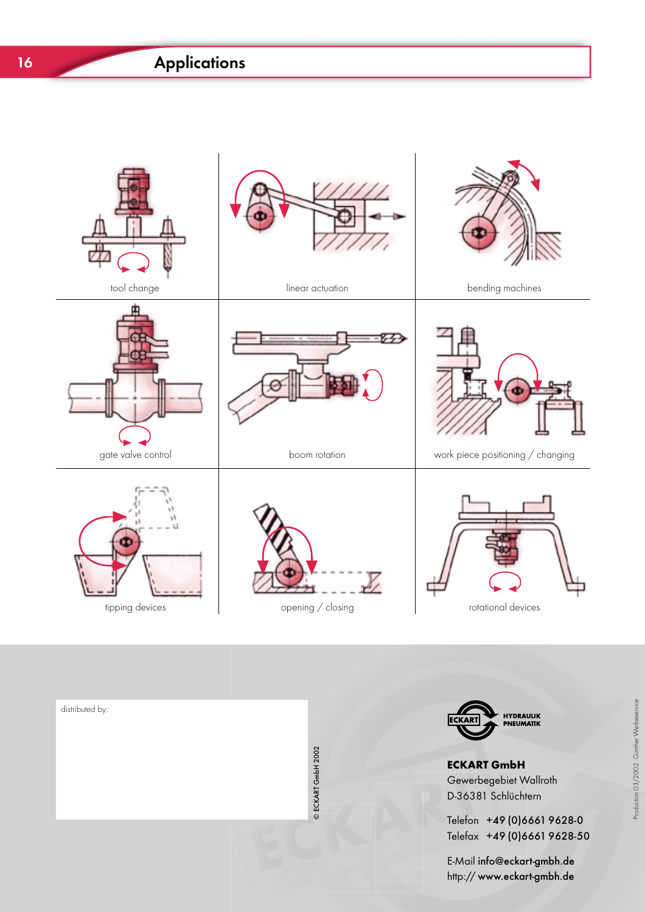# Applications

tool change

linear actuation

bending machines

gate valve control

boom rotation

work piece positioning / changing

tipping devices

opening / closing

rotational devices

distributed by:

© ECKART GmbH 2002

HYDRAULIK
PNEUMATIK

**ECKART GmbH**
Gewerbegebiet Wallroth
D-36381 Schlüchtern

Telefon +49 (0)6661 9628-0
Telefax +49 (0)6661 9628-50

E-Mail info@eckart-gmbh.de
http:// www.eckart-gmbh.de

Production 03/2002 Günther Werbeservice